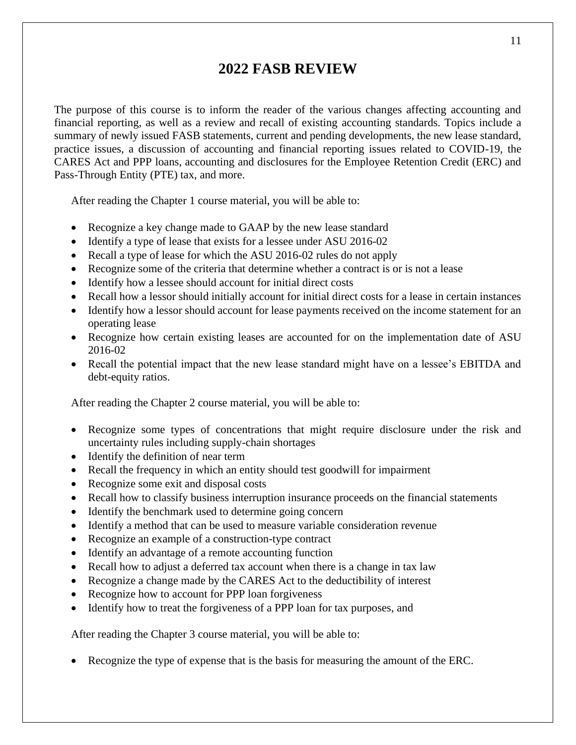# 2022 FASB REVIEW

The purpose of this course is to inform the reader of the various changes affecting accounting and financial reporting, as well as a review and recall of existing accounting standards. Topics include a summary of newly issued FASB statements, current and pending developments, the new lease standard, practice issues, a discussion of accounting and financial reporting issues related to COVID-19, the CARES Act and PPP loans, accounting and disclosures for the Employee Retention Credit (ERC) and Pass-Through Entity (PTE) tax, and more.

After reading the Chapter 1 course material, you will be able to:

- Recognize a key change made to GAAP by the new lease standard
- Identify a type of lease that exists for a lessee under ASU 2016-02
- Recall a type of lease for which the ASU 2016-02 rules do not apply
- Recognize some of the criteria that determine whether a contract is or is not a lease
- Identify how a lessee should account for initial direct costs
- Recall how a lessor should initially account for initial direct costs for a lease in certain instances
- Identify how a lessor should account for lease payments received on the income statement for an operating lease
- Recognize how certain existing leases are accounted for on the implementation date of ASU 2016-02
- Recall the potential impact that the new lease standard might have on a lessee's EBITDA and debt-equity ratios.

After reading the Chapter 2 course material, you will be able to:

- Recognize some types of concentrations that might require disclosure under the risk and uncertainty rules including supply-chain shortages
- Identify the definition of near term
- Recall the frequency in which an entity should test goodwill for impairment
- Recognize some exit and disposal costs
- Recall how to classify business interruption insurance proceeds on the financial statements
- Identify the benchmark used to determine going concern
- Identify a method that can be used to measure variable consideration revenue
- Recognize an example of a construction-type contract
- Identify an advantage of a remote accounting function
- Recall how to adjust a deferred tax account when there is a change in tax law
- Recognize a change made by the CARES Act to the deductibility of interest
- Recognize how to account for PPP loan forgiveness
- Identify how to treat the forgiveness of a PPP loan for tax purposes, and

After reading the Chapter 3 course material, you will be able to:

- Recognize the type of expense that is the basis for measuring the amount of the ERC.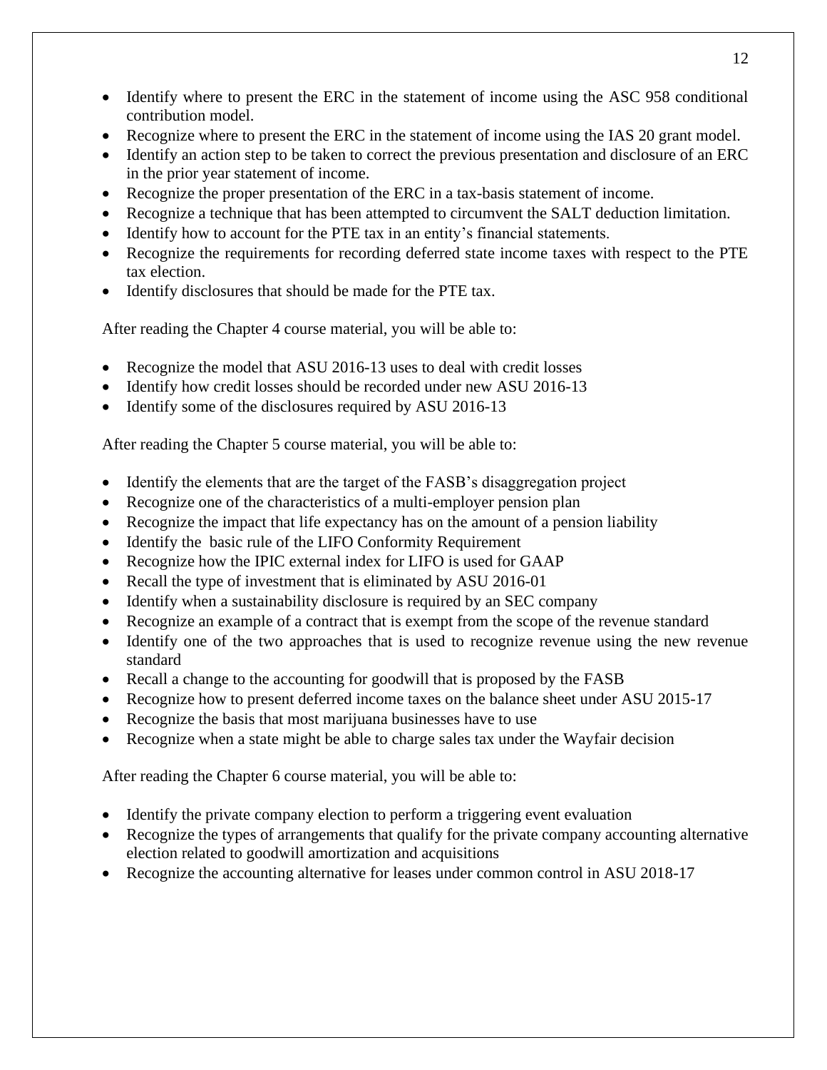- Identify where to present the ERC in the statement of income using the ASC 958 conditional contribution model.
- Recognize where to present the ERC in the statement of income using the IAS 20 grant model.
- Identify an action step to be taken to correct the previous presentation and disclosure of an ERC in the prior year statement of income.
- Recognize the proper presentation of the ERC in a tax-basis statement of income.
- Recognize a technique that has been attempted to circumvent the SALT deduction limitation.
- Identify how to account for the PTE tax in an entity's financial statements.
- Recognize the requirements for recording deferred state income taxes with respect to the PTE tax election.
- Identify disclosures that should be made for the PTE tax.

After reading the Chapter 4 course material, you will be able to:

- Recognize the model that ASU 2016-13 uses to deal with credit losses
- Identify how credit losses should be recorded under new ASU 2016-13
- Identify some of the disclosures required by ASU 2016-13

After reading the Chapter 5 course material, you will be able to:

- Identify the elements that are the target of the FASB's disaggregation project
- Recognize one of the characteristics of a multi-employer pension plan
- Recognize the impact that life expectancy has on the amount of a pension liability
- Identify the basic rule of the LIFO Conformity Requirement
- Recognize how the IPIC external index for LIFO is used for GAAP
- Recall the type of investment that is eliminated by ASU 2016-01
- Identify when a sustainability disclosure is required by an SEC company
- Recognize an example of a contract that is exempt from the scope of the revenue standard
- Identify one of the two approaches that is used to recognize revenue using the new revenue standard
- Recall a change to the accounting for goodwill that is proposed by the FASB
- Recognize how to present deferred income taxes on the balance sheet under ASU 2015-17
- Recognize the basis that most marijuana businesses have to use
- Recognize when a state might be able to charge sales tax under the Wayfair decision

After reading the Chapter 6 course material, you will be able to:

- Identify the private company election to perform a triggering event evaluation
- Recognize the types of arrangements that qualify for the private company accounting alternative election related to goodwill amortization and acquisitions
- Recognize the accounting alternative for leases under common control in ASU 2018-17